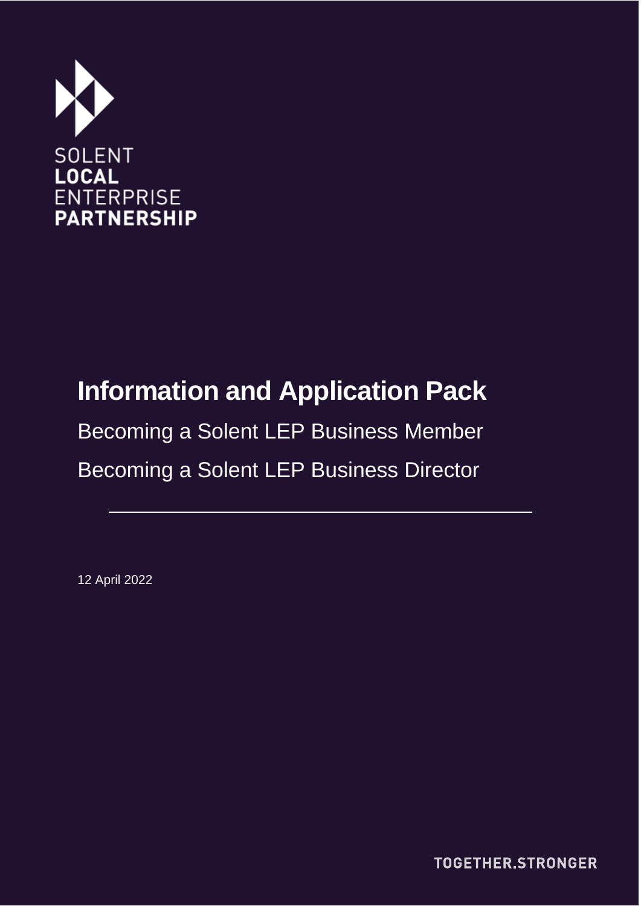SOLENT
**LOCAL**
ENTERPRISE
**PARTNERSHIP**

# Information and Application Pack

Becoming a Solent LEP Business Member

Becoming a Solent LEP Business Director

---

12 April 2022

TOGETHER.STRONGER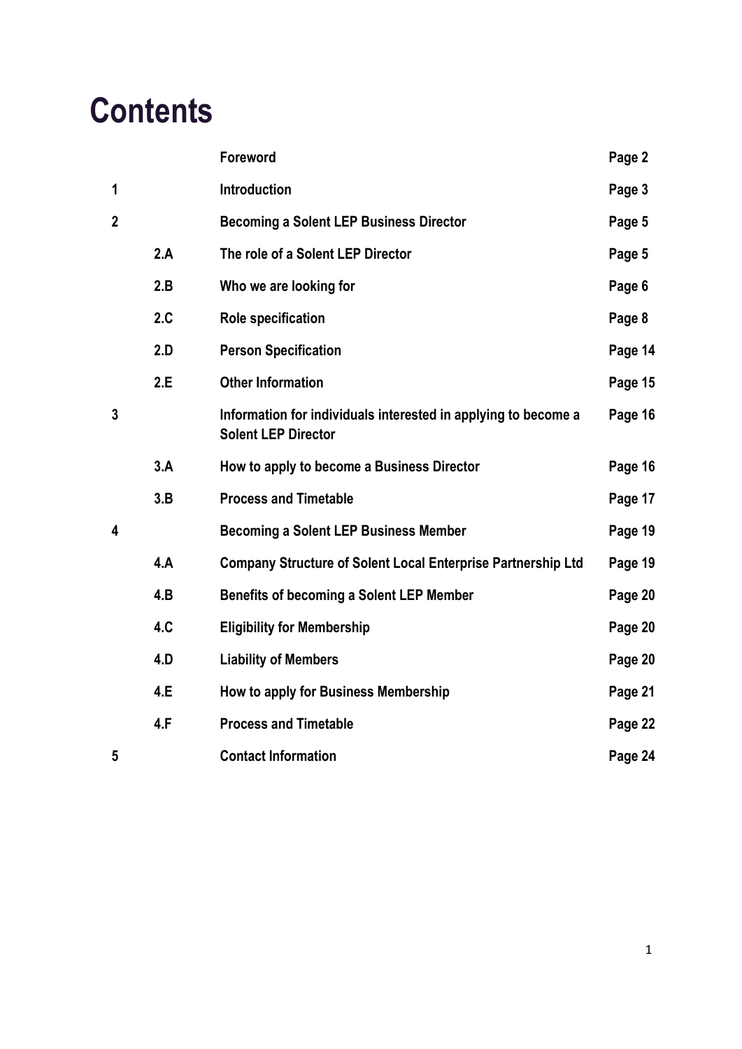# Contents

| | | | |
|---|---|---|---|
| | | **Foreword** | **Page 2** |
| **1** | | **Introduction** | **Page 3** |
| **2** | | **Becoming a Solent LEP Business Director** | **Page 5** |
| | **2.A** | **The role of a Solent LEP Director** | **Page 5** |
| | **2.B** | **Who we are looking for** | **Page 6** |
| | **2.C** | **Role specification** | **Page 8** |
| | **2.D** | **Person Specification** | **Page 14** |
| | **2.E** | **Other Information** | **Page 15** |
| **3** | | **Information for individuals interested in applying to become a Solent LEP Director** | **Page 16** |
| | **3.A** | **How to apply to become a Business Director** | **Page 16** |
| | **3.B** | **Process and Timetable** | **Page 17** |
| **4** | | **Becoming a Solent LEP Business Member** | **Page 19** |
| | **4.A** | **Company Structure of Solent Local Enterprise Partnership Ltd** | **Page 19** |
| | **4.B** | **Benefits of becoming a Solent LEP Member** | **Page 20** |
| | **4.C** | **Eligibility for Membership** | **Page 20** |
| | **4.D** | **Liability of Members** | **Page 20** |
| | **4.E** | **How to apply for Business Membership** | **Page 21** |
| | **4.F** | **Process and Timetable** | **Page 22** |
| **5** | | **Contact Information** | **Page 24** |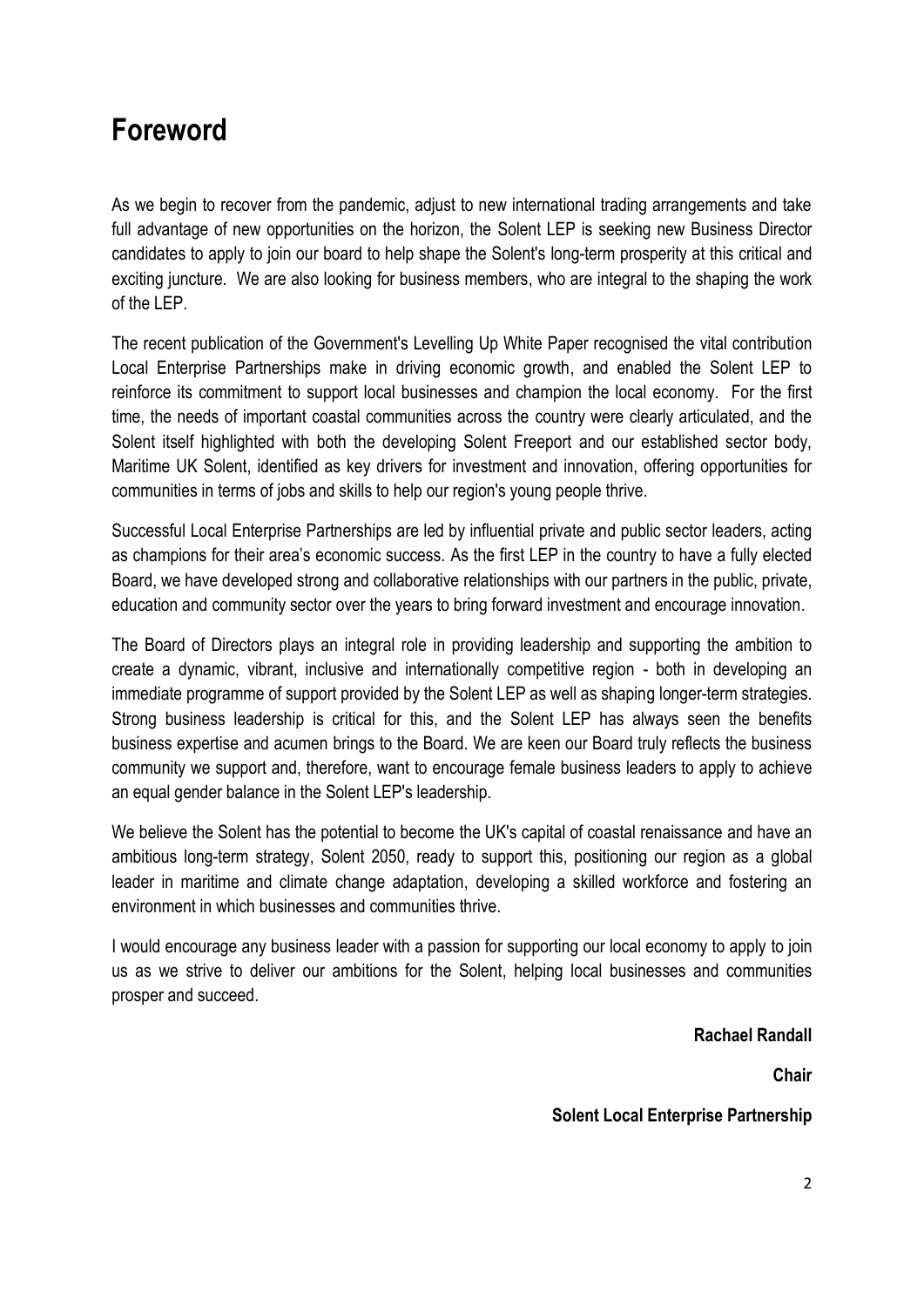# Foreword

As we begin to recover from the pandemic, adjust to new international trading arrangements and take full advantage of new opportunities on the horizon, the Solent LEP is seeking new Business Director candidates to apply to join our board to help shape the Solent's long-term prosperity at this critical and exciting juncture. We are also looking for business members, who are integral to the shaping the work of the LEP.

The recent publication of the Government's Levelling Up White Paper recognised the vital contribution Local Enterprise Partnerships make in driving economic growth, and enabled the Solent LEP to reinforce its commitment to support local businesses and champion the local economy. For the first time, the needs of important coastal communities across the country were clearly articulated, and the Solent itself highlighted with both the developing Solent Freeport and our established sector body, Maritime UK Solent, identified as key drivers for investment and innovation, offering opportunities for communities in terms of jobs and skills to help our region's young people thrive.

Successful Local Enterprise Partnerships are led by influential private and public sector leaders, acting as champions for their area's economic success. As the first LEP in the country to have a fully elected Board, we have developed strong and collaborative relationships with our partners in the public, private, education and community sector over the years to bring forward investment and encourage innovation.

The Board of Directors plays an integral role in providing leadership and supporting the ambition to create a dynamic, vibrant, inclusive and internationally competitive region - both in developing an immediate programme of support provided by the Solent LEP as well as shaping longer-term strategies. Strong business leadership is critical for this, and the Solent LEP has always seen the benefits business expertise and acumen brings to the Board. We are keen our Board truly reflects the business community we support and, therefore, want to encourage female business leaders to apply to achieve an equal gender balance in the Solent LEP's leadership.

We believe the Solent has the potential to become the UK's capital of coastal renaissance and have an ambitious long-term strategy, Solent 2050, ready to support this, positioning our region as a global leader in maritime and climate change adaptation, developing a skilled workforce and fostering an environment in which businesses and communities thrive.

I would encourage any business leader with a passion for supporting our local economy to apply to join us as we strive to deliver our ambitions for the Solent, helping local businesses and communities prosper and succeed.

**Rachael Randall**

**Chair**

**Solent Local Enterprise Partnership**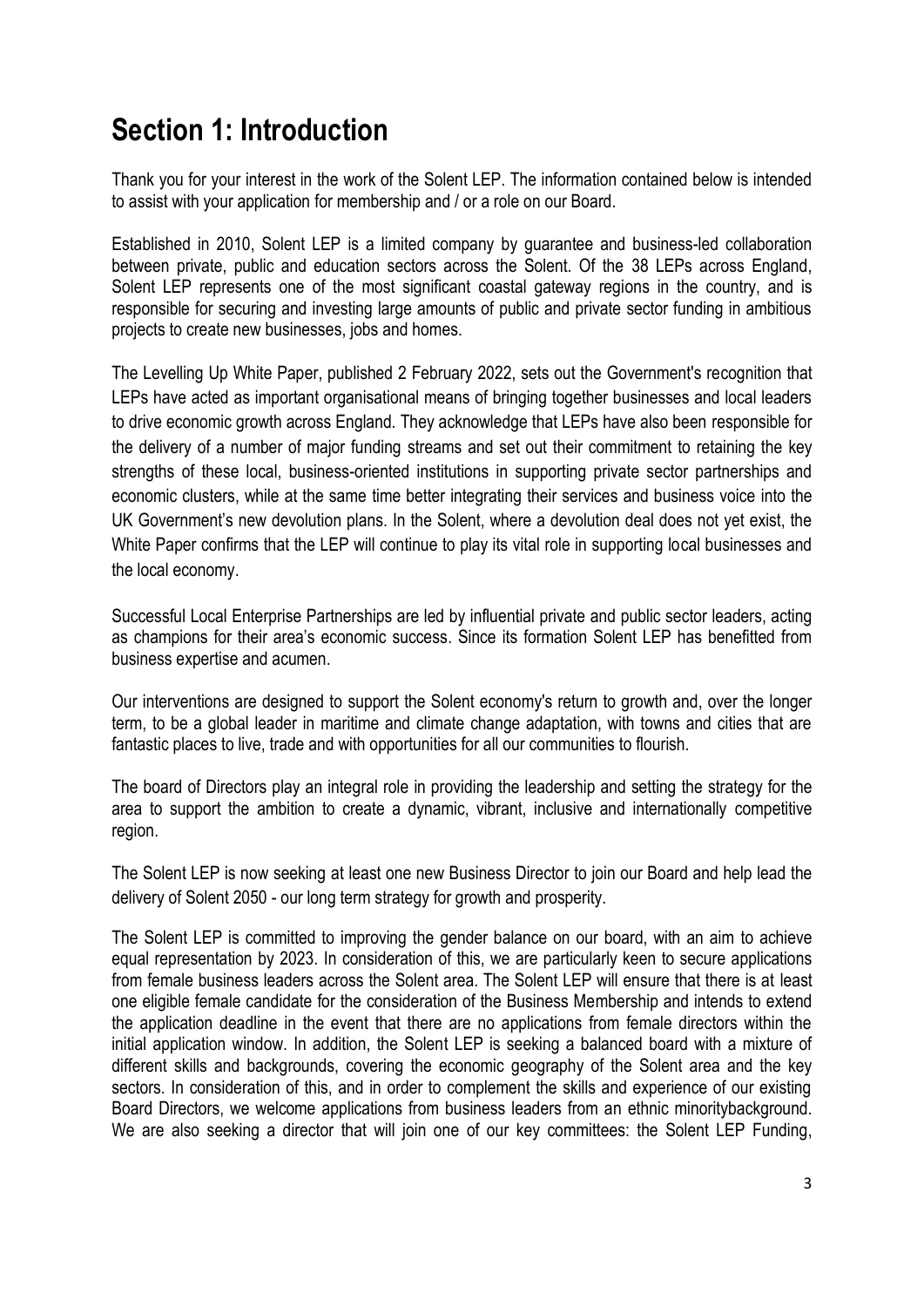# Section 1: Introduction

Thank you for your interest in the work of the Solent LEP. The information contained below is intended to assist with your application for membership and / or a role on our Board.

Established in 2010, Solent LEP is a limited company by guarantee and business-led collaboration between private, public and education sectors across the Solent. Of the 38 LEPs across England, Solent LEP represents one of the most significant coastal gateway regions in the country, and is responsible for securing and investing large amounts of public and private sector funding in ambitious projects to create new businesses, jobs and homes.

The Levelling Up White Paper, published 2 February 2022, sets out the Government's recognition that LEPs have acted as important organisational means of bringing together businesses and local leaders to drive economic growth across England. They acknowledge that LEPs have also been responsible for the delivery of a number of major funding streams and set out their commitment to retaining the key strengths of these local, business-oriented institutions in supporting private sector partnerships and economic clusters, while at the same time better integrating their services and business voice into the UK Government's new devolution plans. In the Solent, where a devolution deal does not yet exist, the White Paper confirms that the LEP will continue to play its vital role in supporting local businesses and the local economy.

Successful Local Enterprise Partnerships are led by influential private and public sector leaders, acting as champions for their area's economic success. Since its formation Solent LEP has benefitted from business expertise and acumen.

Our interventions are designed to support the Solent economy's return to growth and, over the longer term, to be a global leader in maritime and climate change adaptation, with towns and cities that are fantastic places to live, trade and with opportunities for all our communities to flourish.

The board of Directors play an integral role in providing the leadership and setting the strategy for the area to support the ambition to create a dynamic, vibrant, inclusive and internationally competitive region.

The Solent LEP is now seeking at least one new Business Director to join our Board and help lead the delivery of Solent 2050 - our long term strategy for growth and prosperity.

The Solent LEP is committed to improving the gender balance on our board, with an aim to achieve equal representation by 2023. In consideration of this, we are particularly keen to secure applications from female business leaders across the Solent area. The Solent LEP will ensure that there is at least one eligible female candidate for the consideration of the Business Membership and intends to extend the application deadline in the event that there are no applications from female directors within the initial application window. In addition, the Solent LEP is seeking a balanced board with a mixture of different skills and backgrounds, covering the economic geography of the Solent area and the key sectors. In consideration of this, and in order to complement the skills and experience of our existing Board Directors, we welcome applications from business leaders from an ethnic minoritybackground. We are also seeking a director that will join one of our key committees: the Solent LEP Funding,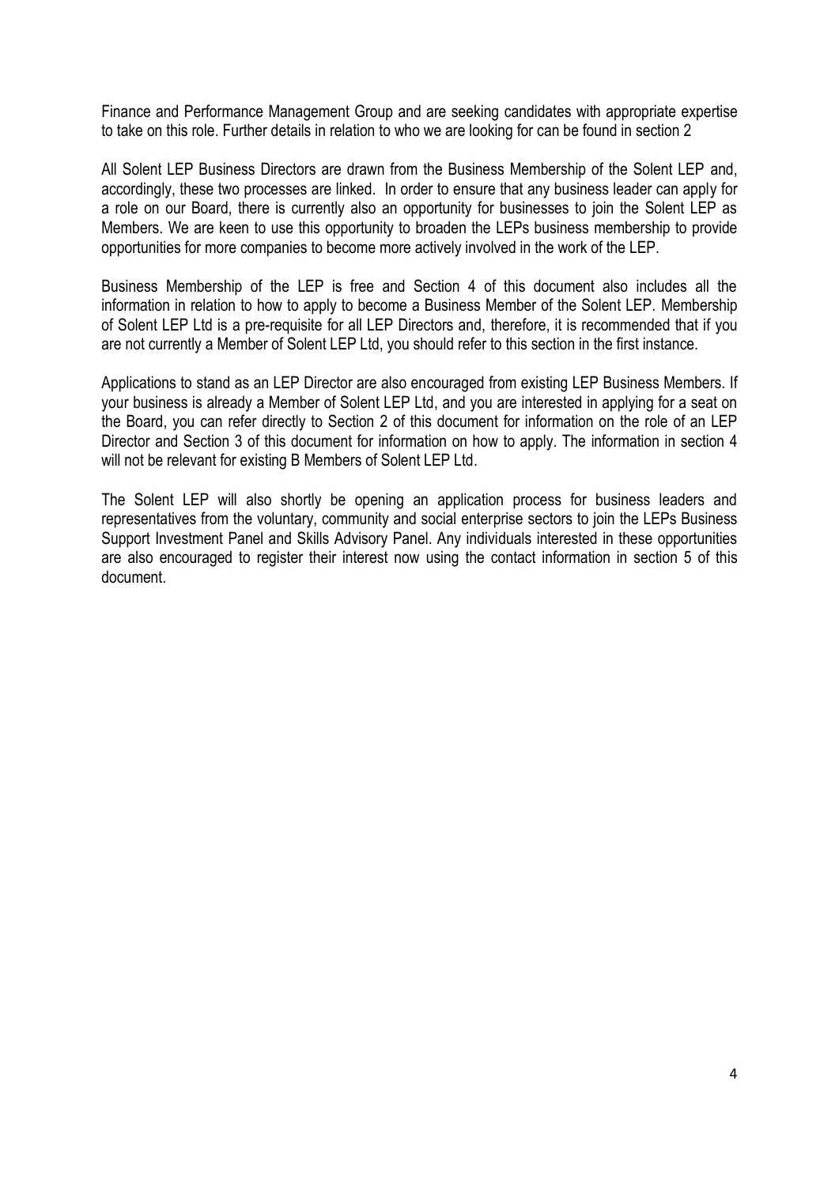Finance and Performance Management Group and are seeking candidates with appropriate expertise to take on this role. Further details in relation to who we are looking for can be found in section 2

All Solent LEP Business Directors are drawn from the Business Membership of the Solent LEP and, accordingly, these two processes are linked. In order to ensure that any business leader can apply for a role on our Board, there is currently also an opportunity for businesses to join the Solent LEP as Members. We are keen to use this opportunity to broaden the LEPs business membership to provide opportunities for more companies to become more actively involved in the work of the LEP.

Business Membership of the LEP is free and Section 4 of this document also includes all the information in relation to how to apply to become a Business Member of the Solent LEP. Membership of Solent LEP Ltd is a pre-requisite for all LEP Directors and, therefore, it is recommended that if you are not currently a Member of Solent LEP Ltd, you should refer to this section in the first instance.

Applications to stand as an LEP Director are also encouraged from existing LEP Business Members. If your business is already a Member of Solent LEP Ltd, and you are interested in applying for a seat on the Board, you can refer directly to Section 2 of this document for information on the role of an LEP Director and Section 3 of this document for information on how to apply. The information in section 4 will not be relevant for existing B Members of Solent LEP Ltd.

The Solent LEP will also shortly be opening an application process for business leaders and representatives from the voluntary, community and social enterprise sectors to join the LEPs Business Support Investment Panel and Skills Advisory Panel. Any individuals interested in these opportunities are also encouraged to register their interest now using the contact information in section 5 of this document.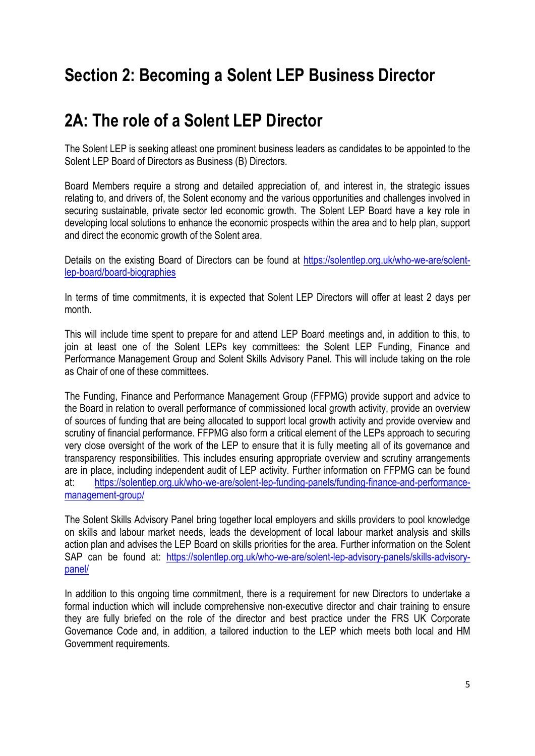# Section 2: Becoming a Solent LEP Business Director

## 2A: The role of a Solent LEP Director

The Solent LEP is seeking atleast one prominent business leaders as candidates to be appointed to the Solent LEP Board of Directors as Business (B) Directors.

Board Members require a strong and detailed appreciation of, and interest in, the strategic issues relating to, and drivers of, the Solent economy and the various opportunities and challenges involved in securing sustainable, private sector led economic growth. The Solent LEP Board have a key role in developing local solutions to enhance the economic prospects within the area and to help plan, support and direct the economic growth of the Solent area.

Details on the existing Board of Directors can be found at [https://solentlep.org.uk/who-we-are/solent-lep-board/board-biographies](https://solentlep.org.uk/who-we-are/solent-lep-board/board-biographies)

In terms of time commitments, it is expected that Solent LEP Directors will offer at least 2 days per month.

This will include time spent to prepare for and attend LEP Board meetings and, in addition to this, to join at least one of the Solent LEPs key committees: the Solent LEP Funding, Finance and Performance Management Group and Solent Skills Advisory Panel. This will include taking on the role as Chair of one of these committees.

The Funding, Finance and Performance Management Group (FFPMG) provide support and advice to the Board in relation to overall performance of commissioned local growth activity, provide an overview of sources of funding that are being allocated to support local growth activity and provide overview and scrutiny of financial performance. FFPMG also form a critical element of the LEPs approach to securing very close oversight of the work of the LEP to ensure that it is fully meeting all of its governance and transparency responsibilities. This includes ensuring appropriate overview and scrutiny arrangements are in place, including independent audit of LEP activity. Further information on FFPMG can be found at: [https://solentlep.org.uk/who-we-are/solent-lep-funding-panels/funding-finance-and-performance-management-group/](https://solentlep.org.uk/who-we-are/solent-lep-funding-panels/funding-finance-and-performance-management-group/)

The Solent Skills Advisory Panel bring together local employers and skills providers to pool knowledge on skills and labour market needs, leads the development of local labour market analysis and skills action plan and advises the LEP Board on skills priorities for the area. Further information on the Solent SAP can be found at: [https://solentlep.org.uk/who-we-are/solent-lep-advisory-panels/skills-advisory-panel/](https://solentlep.org.uk/who-we-are/solent-lep-advisory-panels/skills-advisory-panel/)

In addition to this ongoing time commitment, there is a requirement for new Directors to undertake a formal induction which will include comprehensive non-executive director and chair training to ensure they are fully briefed on the role of the director and best practice under the FRS UK Corporate Governance Code and, in addition, a tailored induction to the LEP which meets both local and HM Government requirements.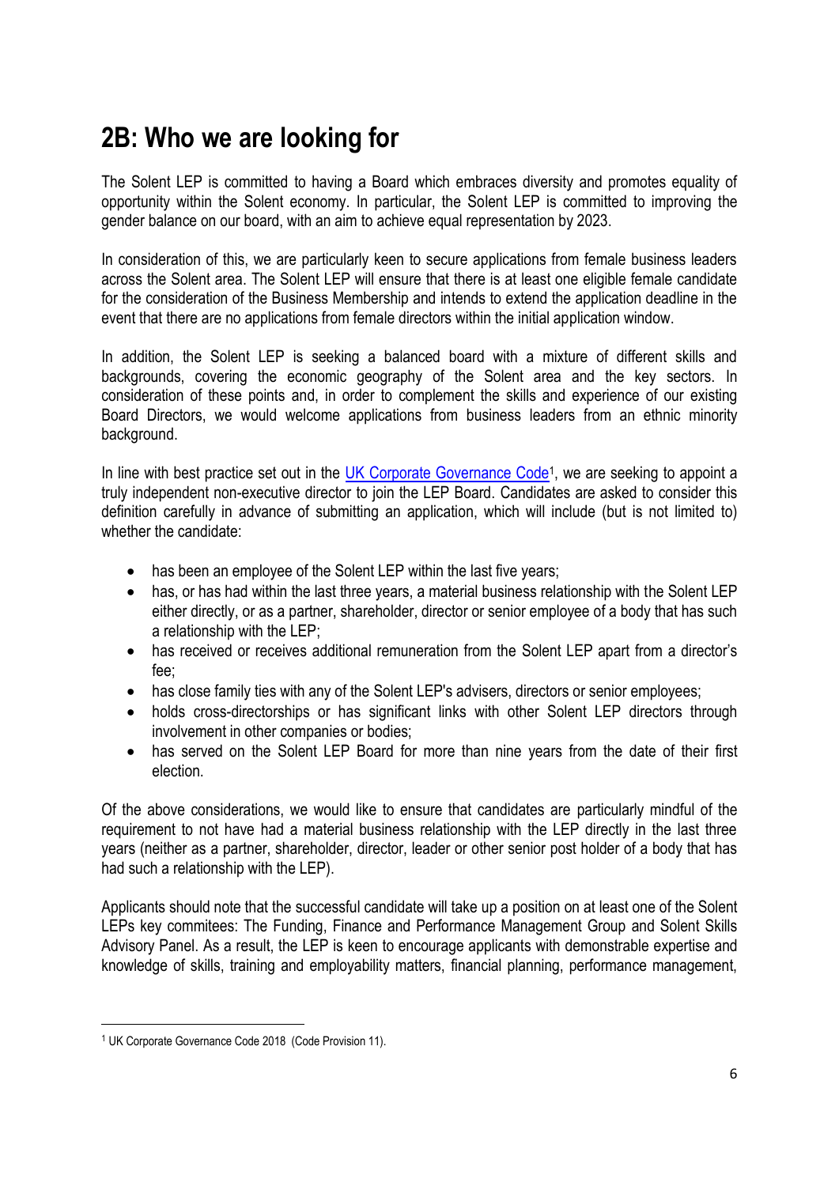## 2B: Who we are looking for

The Solent LEP is committed to having a Board which embraces diversity and promotes equality of opportunity within the Solent economy. In particular, the Solent LEP is committed to improving the gender balance on our board, with an aim to achieve equal representation by 2023.

In consideration of this, we are particularly keen to secure applications from female business leaders across the Solent area. The Solent LEP will ensure that there is at least one eligible female candidate for the consideration of the Business Membership and intends to extend the application deadline in the event that there are no applications from female directors within the initial application window.

In addition, the Solent LEP is seeking a balanced board with a mixture of different skills and backgrounds, covering the economic geography of the Solent area and the key sectors. In consideration of these points and, in order to complement the skills and experience of our existing Board Directors, we would welcome applications from business leaders from an ethnic minority background.

In line with best practice set out in the UK Corporate Governance Code[1], we are seeking to appoint a truly independent non-executive director to join the LEP Board. Candidates are asked to consider this definition carefully in advance of submitting an application, which will include (but is not limited to) whether the candidate:

- has been an employee of the Solent LEP within the last five years;
- has, or has had within the last three years, a material business relationship with the Solent LEP either directly, or as a partner, shareholder, director or senior employee of a body that has such a relationship with the LEP;
- has received or receives additional remuneration from the Solent LEP apart from a director's fee;
- has close family ties with any of the Solent LEP's advisers, directors or senior employees;
- holds cross-directorships or has significant links with other Solent LEP directors through involvement in other companies or bodies;
- has served on the Solent LEP Board for more than nine years from the date of their first election.

Of the above considerations, we would like to ensure that candidates are particularly mindful of the requirement to not have had a material business relationship with the LEP directly in the last three years (neither as a partner, shareholder, director, leader or other senior post holder of a body that has had such a relationship with the LEP).

Applicants should note that the successful candidate will take up a position on at least one of the Solent LEPs key commitees: The Funding, Finance and Performance Management Group and Solent Skills Advisory Panel. As a result, the LEP is keen to encourage applicants with demonstrable expertise and knowledge of skills, training and employability matters, financial planning, performance management,

[1] UK Corporate Governance Code 2018 (Code Provision 11).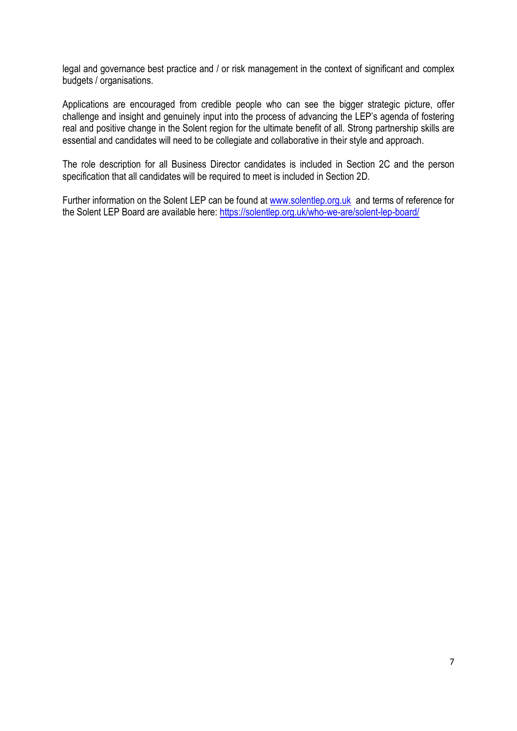legal and governance best practice and / or risk management in the context of significant and complex budgets / organisations.

Applications are encouraged from credible people who can see the bigger strategic picture, offer challenge and insight and genuinely input into the process of advancing the LEP's agenda of fostering real and positive change in the Solent region for the ultimate benefit of all. Strong partnership skills are essential and candidates will need to be collegiate and collaborative in their style and approach.

The role description for all Business Director candidates is included in Section 2C and the person specification that all candidates will be required to meet is included in Section 2D.

Further information on the Solent LEP can be found at [www.solentlep.org.uk](http://www.solentlep.org.uk) and terms of reference for the Solent LEP Board are available here: [https://solentlep.org.uk/who-we-are/solent-lep-board/](https://solentlep.org.uk/who-we-are/solent-lep-board/)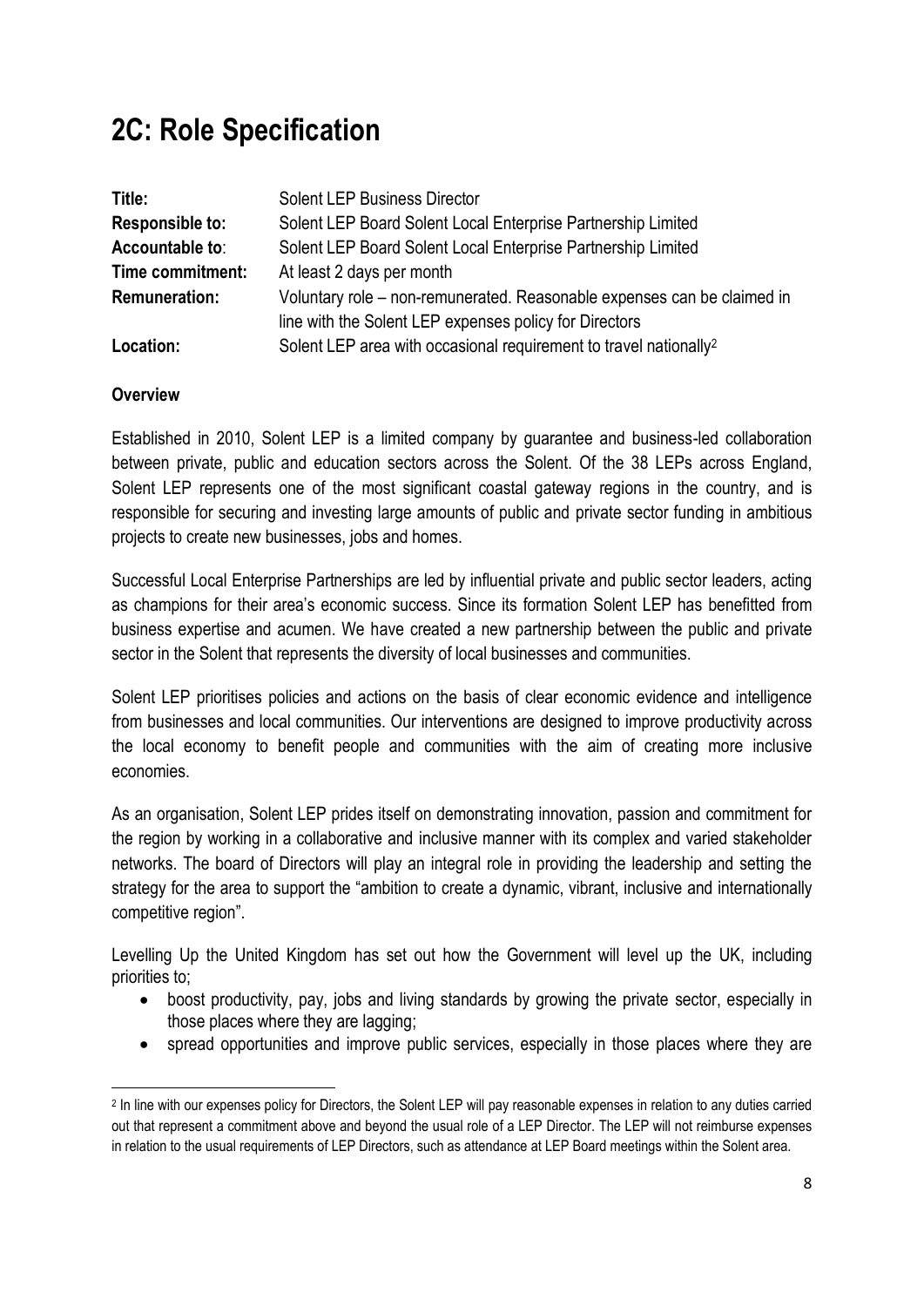## 2C: Role Specification

| | |
|---|---|
| **Title:** | Solent LEP Business Director |
| **Responsible to:** | Solent LEP Board Solent Local Enterprise Partnership Limited |
| **Accountable to**: | Solent LEP Board Solent Local Enterprise Partnership Limited |
| **Time commitment:** | At least 2 days per month |
| **Remuneration:** | Voluntary role – non-remunerated. Reasonable expenses can be claimed in line with the Solent LEP expenses policy for Directors |
| **Location:** | Solent LEP area with occasional requirement to travel nationally[2] |

**Overview**

Established in 2010, Solent LEP is a limited company by guarantee and business-led collaboration between private, public and education sectors across the Solent. Of the 38 LEPs across England, Solent LEP represents one of the most significant coastal gateway regions in the country, and is responsible for securing and investing large amounts of public and private sector funding in ambitious projects to create new businesses, jobs and homes.

Successful Local Enterprise Partnerships are led by influential private and public sector leaders, acting as champions for their area's economic success. Since its formation Solent LEP has benefitted from business expertise and acumen. We have created a new partnership between the public and private sector in the Solent that represents the diversity of local businesses and communities.

Solent LEP prioritises policies and actions on the basis of clear economic evidence and intelligence from businesses and local communities. Our interventions are designed to improve productivity across the local economy to benefit people and communities with the aim of creating more inclusive economies.

As an organisation, Solent LEP prides itself on demonstrating innovation, passion and commitment for the region by working in a collaborative and inclusive manner with its complex and varied stakeholder networks. The board of Directors will play an integral role in providing the leadership and setting the strategy for the area to support the "ambition to create a dynamic, vibrant, inclusive and internationally competitive region".

Levelling Up the United Kingdom has set out how the Government will level up the UK, including priorities to;

- boost productivity, pay, jobs and living standards by growing the private sector, especially in those places where they are lagging;
- spread opportunities and improve public services, especially in those places where they are

[2] In line with our expenses policy for Directors, the Solent LEP will pay reasonable expenses in relation to any duties carried out that represent a commitment above and beyond the usual role of a LEP Director. The LEP will not reimburse expenses in relation to the usual requirements of LEP Directors, such as attendance at LEP Board meetings within the Solent area.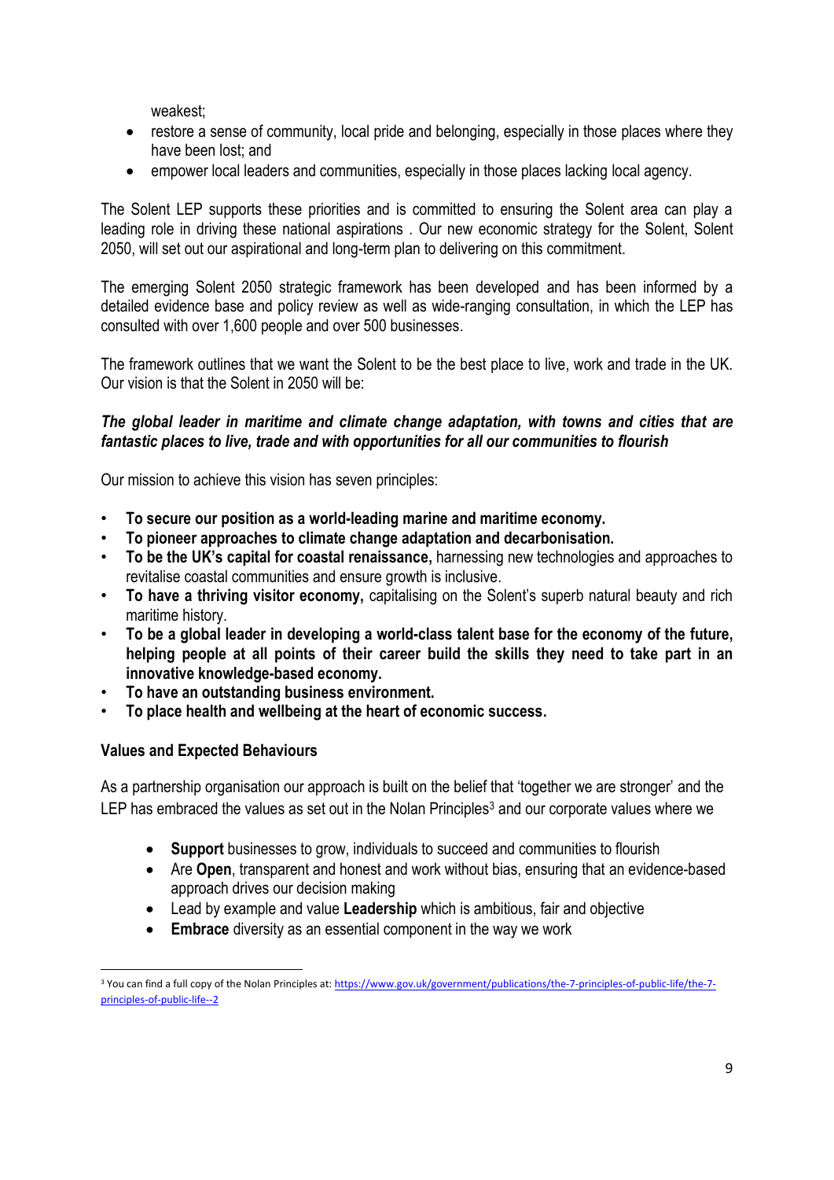weakest;

- restore a sense of community, local pride and belonging, especially in those places where they have been lost; and
- empower local leaders and communities, especially in those places lacking local agency.

The Solent LEP supports these priorities and is committed to ensuring the Solent area can play a leading role in driving these national aspirations . Our new economic strategy for the Solent, Solent 2050, will set out our aspirational and long-term plan to delivering on this commitment.

The emerging Solent 2050 strategic framework has been developed and has been informed by a detailed evidence base and policy review as well as wide-ranging consultation, in which the LEP has consulted with over 1,600 people and over 500 businesses.

The framework outlines that we want the Solent to be the best place to live, work and trade in the UK. Our vision is that the Solent in 2050 will be:

***The global leader in maritime and climate change adaptation, with towns and cities that are fantastic places to live, trade and with opportunities for all our communities to flourish***

Our mission to achieve this vision has seven principles:

- **To secure our position as a world-leading marine and maritime economy.**
- **To pioneer approaches to climate change adaptation and decarbonisation.**
- **To be the UK's capital for coastal renaissance,** harnessing new technologies and approaches to revitalise coastal communities and ensure growth is inclusive.
- **To have a thriving visitor economy,** capitalising on the Solent's superb natural beauty and rich maritime history.
- **To be a global leader in developing a world-class talent base for the economy of the future, helping people at all points of their career build the skills they need to take part in an innovative knowledge-based economy.**
- **To have an outstanding business environment.**
- **To place health and wellbeing at the heart of economic success.**

**Values and Expected Behaviours**

As a partnership organisation our approach is built on the belief that 'together we are stronger' and the LEP has embraced the values as set out in the Nolan Principles[3] and our corporate values where we

- **Support** businesses to grow, individuals to succeed and communities to flourish
- Are **Open**, transparent and honest and work without bias, ensuring that an evidence-based approach drives our decision making
- Lead by example and value **Leadership** which is ambitious, fair and objective
- **Embrace** diversity as an essential component in the way we work

[3] You can find a full copy of the Nolan Principles at: https://www.gov.uk/government/publications/the-7-principles-of-public-life/the-7-principles-of-public-life--2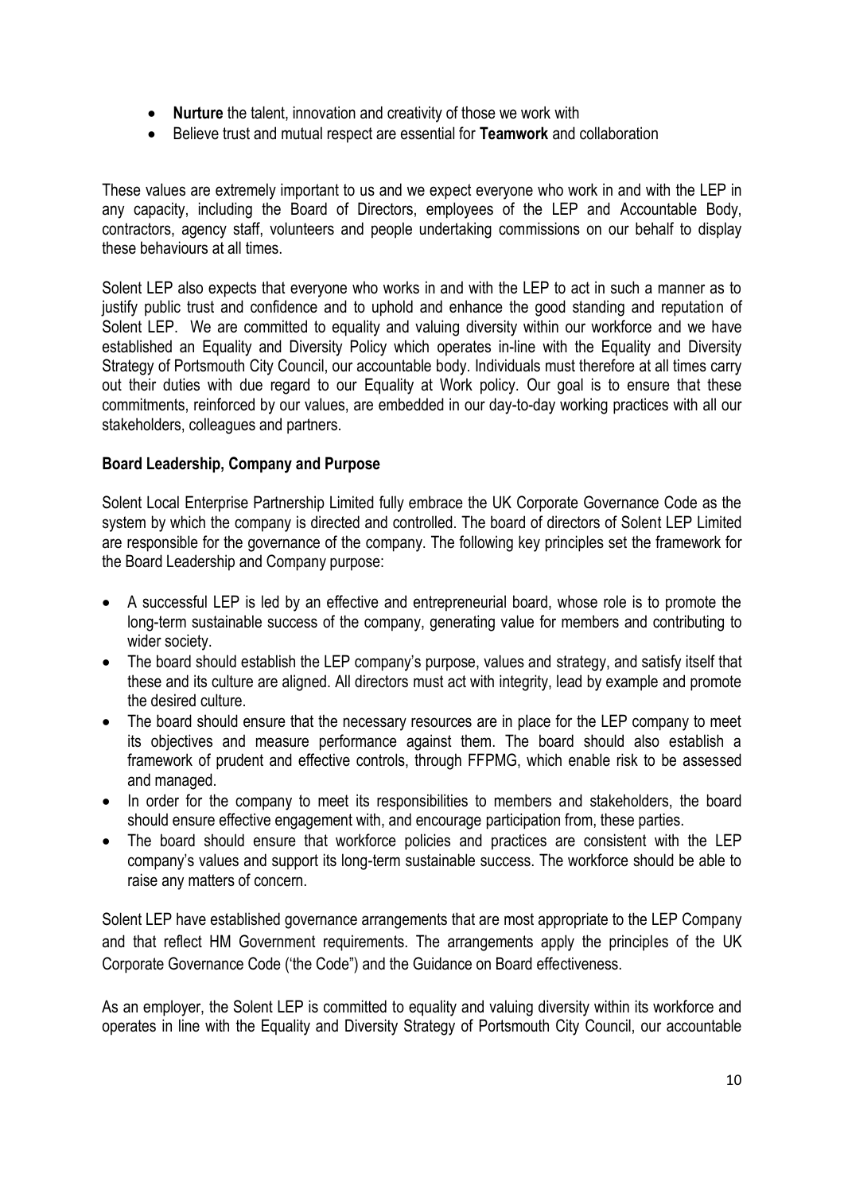- **Nurture** the talent, innovation and creativity of those we work with
- Believe trust and mutual respect are essential for **Teamwork** and collaboration

These values are extremely important to us and we expect everyone who work in and with the LEP in any capacity, including the Board of Directors, employees of the LEP and Accountable Body, contractors, agency staff, volunteers and people undertaking commissions on our behalf to display these behaviours at all times.

Solent LEP also expects that everyone who works in and with the LEP to act in such a manner as to justify public trust and confidence and to uphold and enhance the good standing and reputation of Solent LEP. We are committed to equality and valuing diversity within our workforce and we have established an Equality and Diversity Policy which operates in-line with the Equality and Diversity Strategy of Portsmouth City Council, our accountable body. Individuals must therefore at all times carry out their duties with due regard to our Equality at Work policy. Our goal is to ensure that these commitments, reinforced by our values, are embedded in our day-to-day working practices with all our stakeholders, colleagues and partners.

**Board Leadership, Company and Purpose**

Solent Local Enterprise Partnership Limited fully embrace the UK Corporate Governance Code as the system by which the company is directed and controlled. The board of directors of Solent LEP Limited are responsible for the governance of the company. The following key principles set the framework for the Board Leadership and Company purpose:

- A successful LEP is led by an effective and entrepreneurial board, whose role is to promote the long-term sustainable success of the company, generating value for members and contributing to wider society.
- The board should establish the LEP company's purpose, values and strategy, and satisfy itself that these and its culture are aligned. All directors must act with integrity, lead by example and promote the desired culture.
- The board should ensure that the necessary resources are in place for the LEP company to meet its objectives and measure performance against them. The board should also establish a framework of prudent and effective controls, through FFPMG, which enable risk to be assessed and managed.
- In order for the company to meet its responsibilities to members and stakeholders, the board should ensure effective engagement with, and encourage participation from, these parties.
- The board should ensure that workforce policies and practices are consistent with the LEP company's values and support its long-term sustainable success. The workforce should be able to raise any matters of concern.

Solent LEP have established governance arrangements that are most appropriate to the LEP Company and that reflect HM Government requirements. The arrangements apply the principles of the UK Corporate Governance Code ('the Code") and the Guidance on Board effectiveness.

As an employer, the Solent LEP is committed to equality and valuing diversity within its workforce and operates in line with the Equality and Diversity Strategy of Portsmouth City Council, our accountable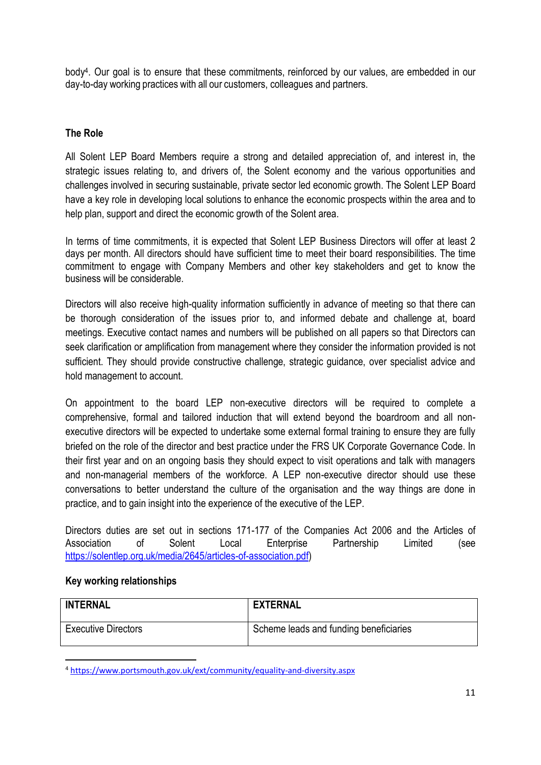body[4]. Our goal is to ensure that these commitments, reinforced by our values, are embedded in our day-to-day working practices with all our customers, colleagues and partners.

**The Role**

All Solent LEP Board Members require a strong and detailed appreciation of, and interest in, the strategic issues relating to, and drivers of, the Solent economy and the various opportunities and challenges involved in securing sustainable, private sector led economic growth. The Solent LEP Board have a key role in developing local solutions to enhance the economic prospects within the area and to help plan, support and direct the economic growth of the Solent area.

In terms of time commitments, it is expected that Solent LEP Business Directors will offer at least 2 days per month. All directors should have sufficient time to meet their board responsibilities. The time commitment to engage with Company Members and other key stakeholders and get to know the business will be considerable.

Directors will also receive high-quality information sufficiently in advance of meeting so that there can be thorough consideration of the issues prior to, and informed debate and challenge at, board meetings. Executive contact names and numbers will be published on all papers so that Directors can seek clarification or amplification from management where they consider the information provided is not sufficient. They should provide constructive challenge, strategic guidance, over specialist advice and hold management to account.

On appointment to the board LEP non-executive directors will be required to complete a comprehensive, formal and tailored induction that will extend beyond the boardroom and all non-executive directors will be expected to undertake some external formal training to ensure they are fully briefed on the role of the director and best practice under the FRS UK Corporate Governance Code. In their first year and on an ongoing basis they should expect to visit operations and talk with managers and non-managerial members of the workforce. A LEP non-executive director should use these conversations to better understand the culture of the organisation and the way things are done in practice, and to gain insight into the experience of the executive of the LEP.

Directors duties are set out in sections 171-177 of the Companies Act 2006 and the Articles of Association of Solent Local Enterprise Partnership Limited (see https://solentlep.org.uk/media/2645/articles-of-association.pdf)

**Key working relationships**

| INTERNAL | EXTERNAL |
|---|---|
| Executive Directors | Scheme leads and funding beneficiaries |

[4] https://www.portsmouth.gov.uk/ext/community/equality-and-diversity.aspx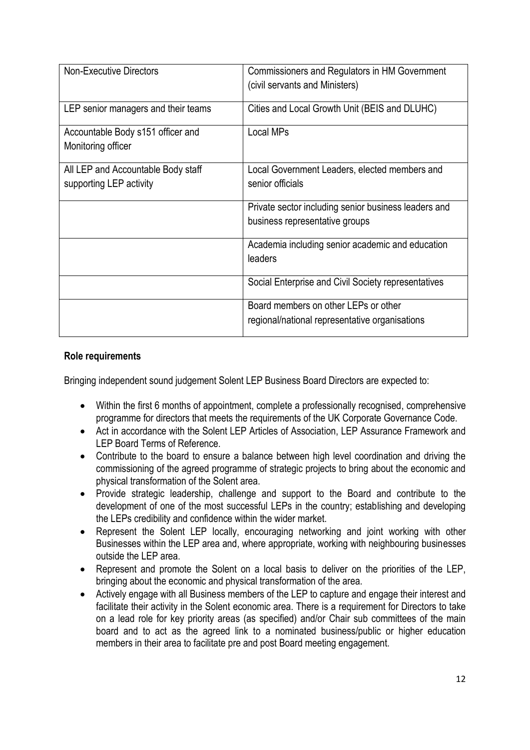| Non-Executive Directors | Commissioners and Regulators in HM Government (civil servants and Ministers) |
| --- | --- |
| LEP senior managers and their teams | Cities and Local Growth Unit (BEIS and DLUHC) |
| Accountable Body s151 officer and Monitoring officer | Local MPs |
| All LEP and Accountable Body staff supporting LEP activity | Local Government Leaders, elected members and senior officials |
| | Private sector including senior business leaders and business representative groups |
| | Academia including senior academic and education leaders |
| | Social Enterprise and Civil Society representatives |
| | Board members on other LEPs or other regional/national representative organisations |

**Role requirements**

Bringing independent sound judgement Solent LEP Business Board Directors are expected to:

- Within the first 6 months of appointment, complete a professionally recognised, comprehensive programme for directors that meets the requirements of the UK Corporate Governance Code.
- Act in accordance with the Solent LEP Articles of Association, LEP Assurance Framework and LEP Board Terms of Reference.
- Contribute to the board to ensure a balance between high level coordination and driving the commissioning of the agreed programme of strategic projects to bring about the economic and physical transformation of the Solent area.
- Provide strategic leadership, challenge and support to the Board and contribute to the development of one of the most successful LEPs in the country; establishing and developing the LEPs credibility and confidence within the wider market.
- Represent the Solent LEP locally, encouraging networking and joint working with other Businesses within the LEP area and, where appropriate, working with neighbouring businesses outside the LEP area.
- Represent and promote the Solent on a local basis to deliver on the priorities of the LEP, bringing about the economic and physical transformation of the area.
- Actively engage with all Business members of the LEP to capture and engage their interest and facilitate their activity in the Solent economic area. There is a requirement for Directors to take on a lead role for key priority areas (as specified) and/or Chair sub committees of the main board and to act as the agreed link to a nominated business/public or higher education members in their area to facilitate pre and post Board meeting engagement.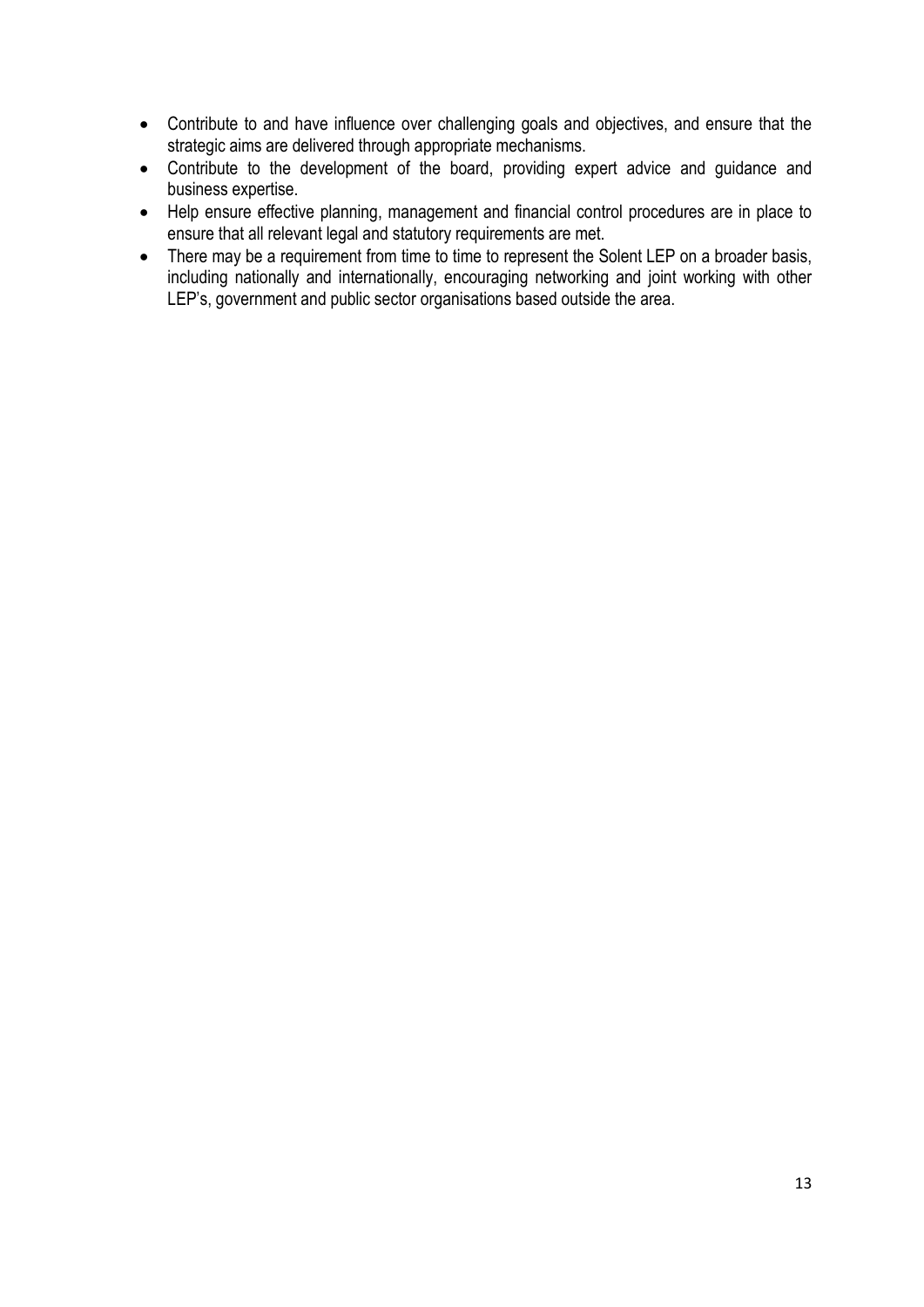- Contribute to and have influence over challenging goals and objectives, and ensure that the strategic aims are delivered through appropriate mechanisms.
- Contribute to the development of the board, providing expert advice and guidance and business expertise.
- Help ensure effective planning, management and financial control procedures are in place to ensure that all relevant legal and statutory requirements are met.
- There may be a requirement from time to time to represent the Solent LEP on a broader basis, including nationally and internationally, encouraging networking and joint working with other LEP's, government and public sector organisations based outside the area.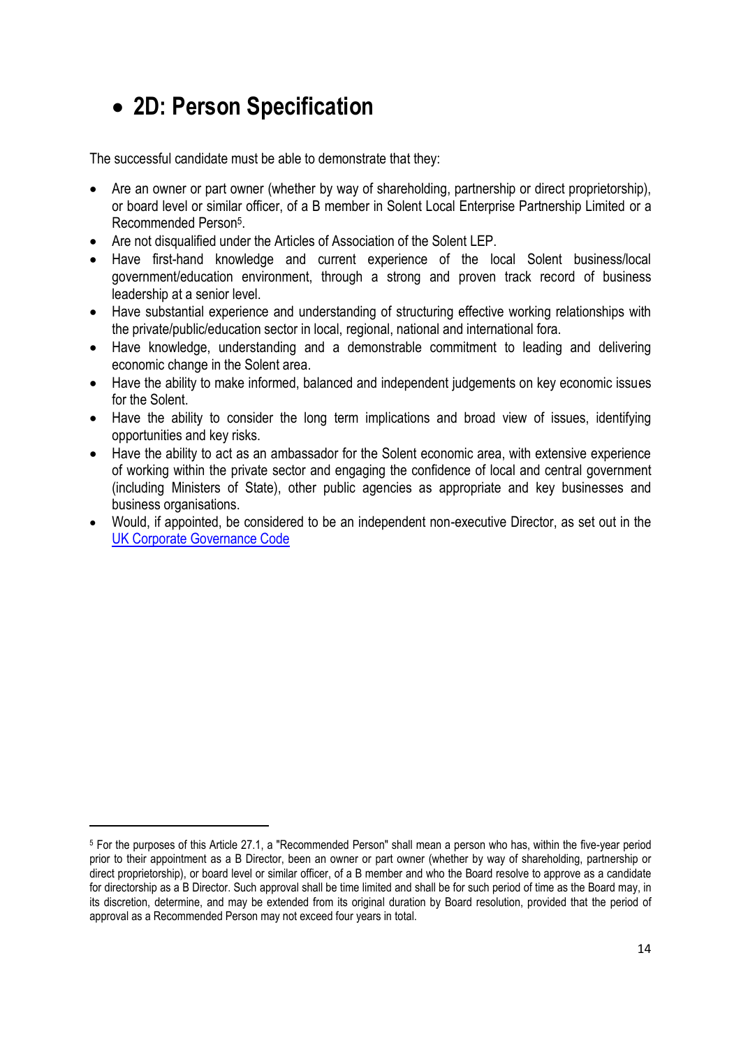## 2D: Person Specification

The successful candidate must be able to demonstrate that they:

- Are an owner or part owner (whether by way of shareholding, partnership or direct proprietorship), or board level or similar officer, of a B member in Solent Local Enterprise Partnership Limited or a Recommended Person[5].
- Are not disqualified under the Articles of Association of the Solent LEP.
- Have first-hand knowledge and current experience of the local Solent business/local government/education environment, through a strong and proven track record of business leadership at a senior level.
- Have substantial experience and understanding of structuring effective working relationships with the private/public/education sector in local, regional, national and international fora.
- Have knowledge, understanding and a demonstrable commitment to leading and delivering economic change in the Solent area.
- Have the ability to make informed, balanced and independent judgements on key economic issues for the Solent.
- Have the ability to consider the long term implications and broad view of issues, identifying opportunities and key risks.
- Have the ability to act as an ambassador for the Solent economic area, with extensive experience of working within the private sector and engaging the confidence of local and central government (including Ministers of State), other public agencies as appropriate and key businesses and business organisations.
- Would, if appointed, be considered to be an independent non-executive Director, as set out in the [UK Corporate Governance Code]

---

[5] For the purposes of this Article 27.1, a "Recommended Person" shall mean a person who has, within the five-year period prior to their appointment as a B Director, been an owner or part owner (whether by way of shareholding, partnership or direct proprietorship), or board level or similar officer, of a B member and who the Board resolve to approve as a candidate for directorship as a B Director. Such approval shall be time limited and shall be for such period of time as the Board may, in its discretion, determine, and may be extended from its original duration by Board resolution, provided that the period of approval as a Recommended Person may not exceed four years in total.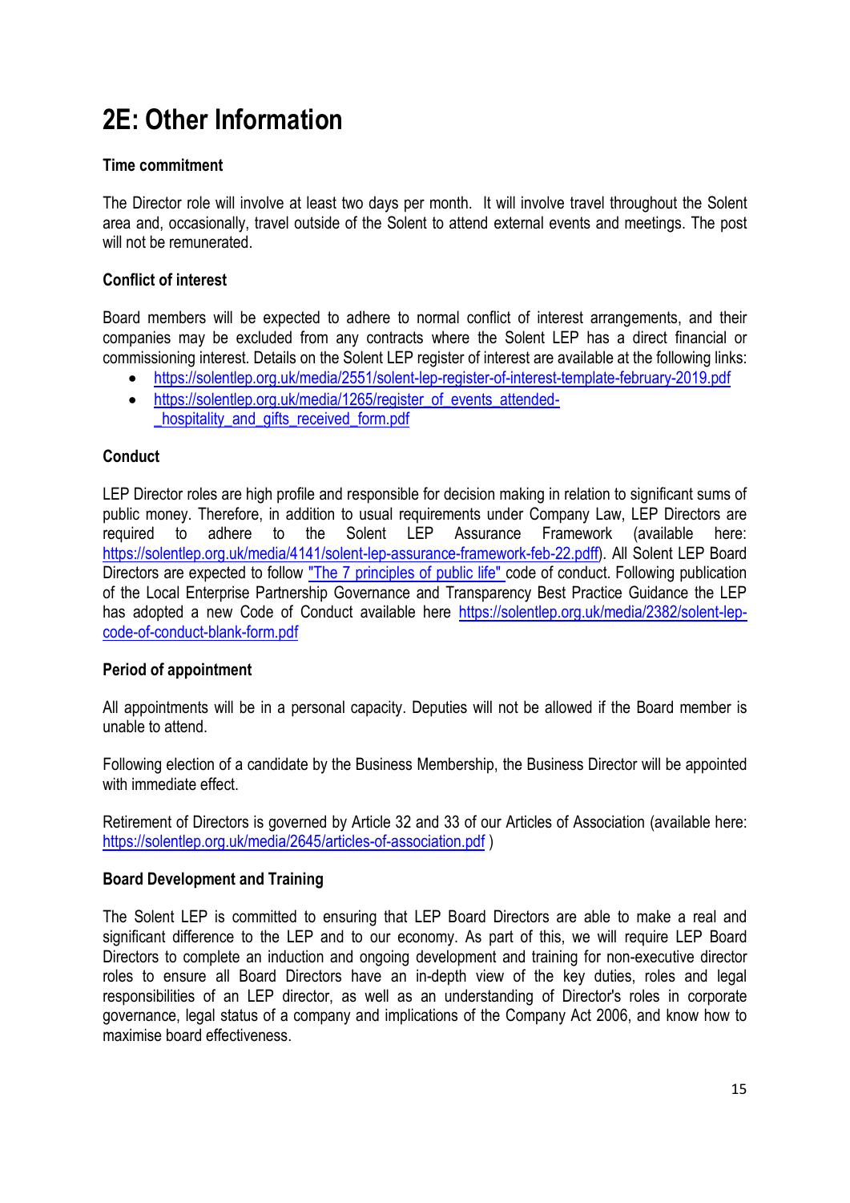# 2E: Other Information

**Time commitment**

The Director role will involve at least two days per month. It will involve travel throughout the Solent area and, occasionally, travel outside of the Solent to attend external events and meetings. The post will not be remunerated.

**Conflict of interest**

Board members will be expected to adhere to normal conflict of interest arrangements, and their companies may be excluded from any contracts where the Solent LEP has a direct financial or commissioning interest. Details on the Solent LEP register of interest are available at the following links:

- https://solentlep.org.uk/media/2551/solent-lep-register-of-interest-template-february-2019.pdf
- https://solentlep.org.uk/media/1265/register_of_events_attended-_hospitality_and_gifts_received_form.pdf

**Conduct**

LEP Director roles are high profile and responsible for decision making in relation to significant sums of public money. Therefore, in addition to usual requirements under Company Law, LEP Directors are required to adhere to the Solent LEP Assurance Framework (available here: https://solentlep.org.uk/media/4141/solent-lep-assurance-framework-feb-22.pdff). All Solent LEP Board Directors are expected to follow "The 7 principles of public life" code of conduct. Following publication of the Local Enterprise Partnership Governance and Transparency Best Practice Guidance the LEP has adopted a new Code of Conduct available here https://solentlep.org.uk/media/2382/solent-lep-code-of-conduct-blank-form.pdf

**Period of appointment**

All appointments will be in a personal capacity. Deputies will not be allowed if the Board member is unable to attend.

Following election of a candidate by the Business Membership, the Business Director will be appointed with immediate effect.

Retirement of Directors is governed by Article 32 and 33 of our Articles of Association (available here: https://solentlep.org.uk/media/2645/articles-of-association.pdf )

**Board Development and Training**

The Solent LEP is committed to ensuring that LEP Board Directors are able to make a real and significant difference to the LEP and to our economy. As part of this, we will require LEP Board Directors to complete an induction and ongoing development and training for non-executive director roles to ensure all Board Directors have an in-depth view of the key duties, roles and legal responsibilities of an LEP director, as well as an understanding of Director's roles in corporate governance, legal status of a company and implications of the Company Act 2006, and know how to maximise board effectiveness.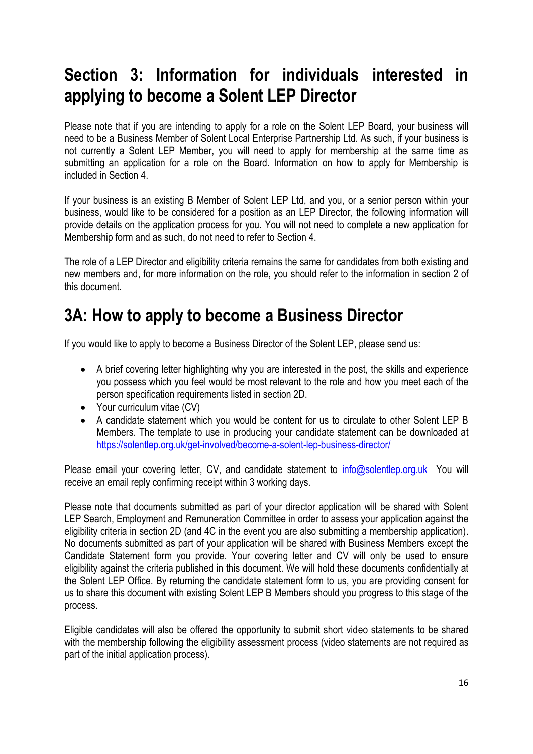# Section 3: Information for individuals interested in applying to become a Solent LEP Director

Please note that if you are intending to apply for a role on the Solent LEP Board, your business will need to be a Business Member of Solent Local Enterprise Partnership Ltd. As such, if your business is not currently a Solent LEP Member, you will need to apply for membership at the same time as submitting an application for a role on the Board. Information on how to apply for Membership is included in Section 4.

If your business is an existing B Member of Solent LEP Ltd, and you, or a senior person within your business, would like to be considered for a position as an LEP Director, the following information will provide details on the application process for you. You will not need to complete a new application for Membership form and as such, do not need to refer to Section 4.

The role of a LEP Director and eligibility criteria remains the same for candidates from both existing and new members and, for more information on the role, you should refer to the information in section 2 of this document.

## 3A: How to apply to become a Business Director

If you would like to apply to become a Business Director of the Solent LEP, please send us:

- A brief covering letter highlighting why you are interested in the post, the skills and experience you possess which you feel would be most relevant to the role and how you meet each of the person specification requirements listed in section 2D.
- Your curriculum vitae (CV)
- A candidate statement which you would be content for us to circulate to other Solent LEP B Members. The template to use in producing your candidate statement can be downloaded at https://solentlep.org.uk/get-involved/become-a-solent-lep-business-director/

Please email your covering letter, CV, and candidate statement to info@solentlep.org.uk You will receive an email reply confirming receipt within 3 working days.

Please note that documents submitted as part of your director application will be shared with Solent LEP Search, Employment and Remuneration Committee in order to assess your application against the eligibility criteria in section 2D (and 4C in the event you are also submitting a membership application). No documents submitted as part of your application will be shared with Business Members except the Candidate Statement form you provide. Your covering letter and CV will only be used to ensure eligibility against the criteria published in this document. We will hold these documents confidentially at the Solent LEP Office. By returning the candidate statement form to us, you are providing consent for us to share this document with existing Solent LEP B Members should you progress to this stage of the process.

Eligible candidates will also be offered the opportunity to submit short video statements to be shared with the membership following the eligibility assessment process (video statements are not required as part of the initial application process).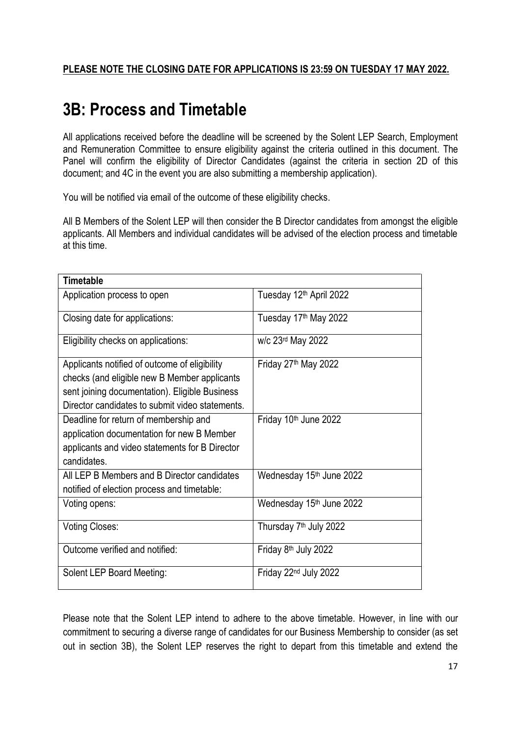**PLEASE NOTE THE CLOSING DATE FOR APPLICATIONS IS 23:59 ON TUESDAY 17 MAY 2022.**

# 3B: Process and Timetable

All applications received before the deadline will be screened by the Solent LEP Search, Employment and Remuneration Committee to ensure eligibility against the criteria outlined in this document. The Panel will confirm the eligibility of Director Candidates (against the criteria in section 2D of this document; and 4C in the event you are also submitting a membership application).

You will be notified via email of the outcome of these eligibility checks.

All B Members of the Solent LEP will then consider the B Director candidates from amongst the eligible applicants. All Members and individual candidates will be advised of the election process and timetable at this time.

| **Timetable** | |
|---|---|
| Application process to open | Tuesday 12th April 2022 |
| Closing date for applications: | Tuesday 17th May 2022 |
| Eligibility checks on applications: | w/c 23rd May 2022 |
| Applicants notified of outcome of eligibility checks (and eligible new B Member applicants sent joining documentation). Eligible Business Director candidates to submit video statements. | Friday 27th May 2022 |
| Deadline for return of membership and application documentation for new B Member applicants and video statements for B Director candidates. | Friday 10th June 2022 |
| All LEP B Members and B Director candidates notified of election process and timetable: | Wednesday 15th June 2022 |
| Voting opens: | Wednesday 15th June 2022 |
| Voting Closes: | Thursday 7th July 2022 |
| Outcome verified and notified: | Friday 8th July 2022 |
| Solent LEP Board Meeting: | Friday 22nd July 2022 |

Please note that the Solent LEP intend to adhere to the above timetable. However, in line with our commitment to securing a diverse range of candidates for our Business Membership to consider (as set out in section 3B), the Solent LEP reserves the right to depart from this timetable and extend the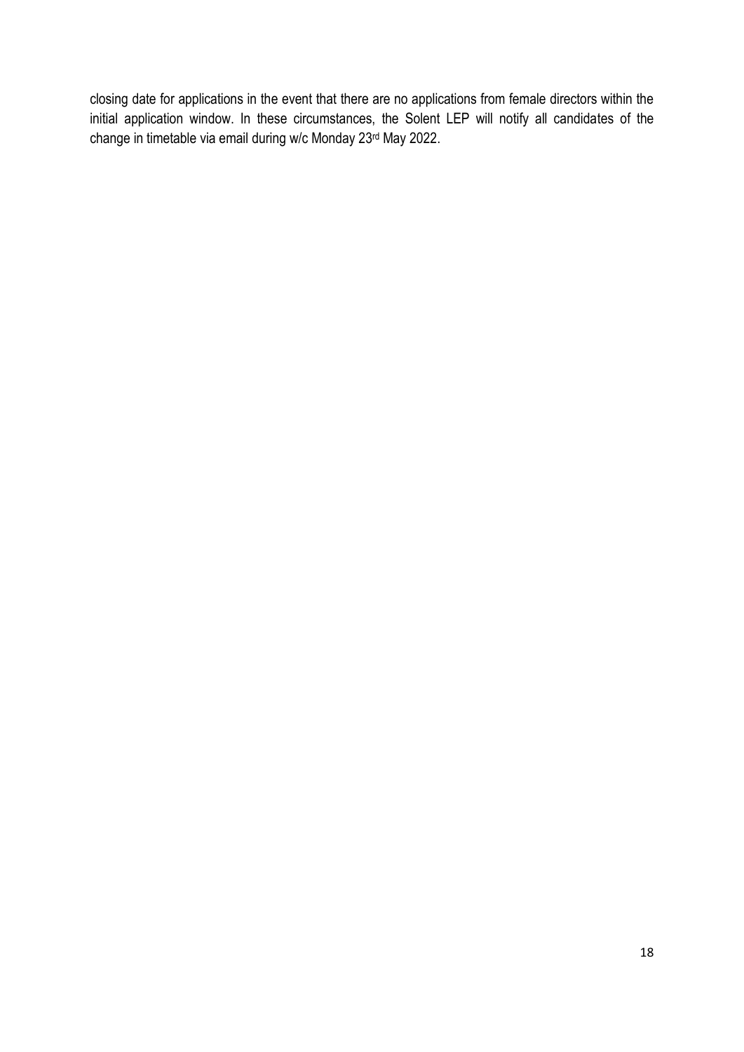closing date for applications in the event that there are no applications from female directors within the initial application window. In these circumstances, the Solent LEP will notify all candidates of the change in timetable via email during w/c Monday 23rd May 2022.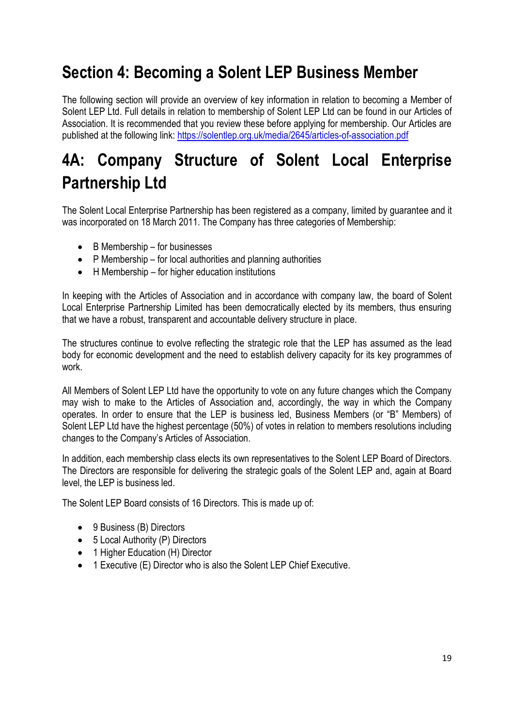# Section 4: Becoming a Solent LEP Business Member

The following section will provide an overview of key information in relation to becoming a Member of Solent LEP Ltd. Full details in relation to membership of Solent LEP Ltd can be found in our Articles of Association. It is recommended that you review these before applying for membership. Our Articles are published at the following link: https://solentlep.org.uk/media/2645/articles-of-association.pdf

# 4A: Company Structure of Solent Local Enterprise Partnership Ltd

The Solent Local Enterprise Partnership has been registered as a company, limited by guarantee and it was incorporated on 18 March 2011. The Company has three categories of Membership:

- B Membership – for businesses
- P Membership – for local authorities and planning authorities
- H Membership – for higher education institutions

In keeping with the Articles of Association and in accordance with company law, the board of Solent Local Enterprise Partnership Limited has been democratically elected by its members, thus ensuring that we have a robust, transparent and accountable delivery structure in place.

The structures continue to evolve reflecting the strategic role that the LEP has assumed as the lead body for economic development and the need to establish delivery capacity for its key programmes of work.

All Members of Solent LEP Ltd have the opportunity to vote on any future changes which the Company may wish to make to the Articles of Association and, accordingly, the way in which the Company operates. In order to ensure that the LEP is business led, Business Members (or "B" Members) of Solent LEP Ltd have the highest percentage (50%) of votes in relation to members resolutions including changes to the Company's Articles of Association.

In addition, each membership class elects its own representatives to the Solent LEP Board of Directors. The Directors are responsible for delivering the strategic goals of the Solent LEP and, again at Board level, the LEP is business led.

The Solent LEP Board consists of 16 Directors. This is made up of:

- 9 Business (B) Directors
- 5 Local Authority (P) Directors
- 1 Higher Education (H) Director
- 1 Executive (E) Director who is also the Solent LEP Chief Executive.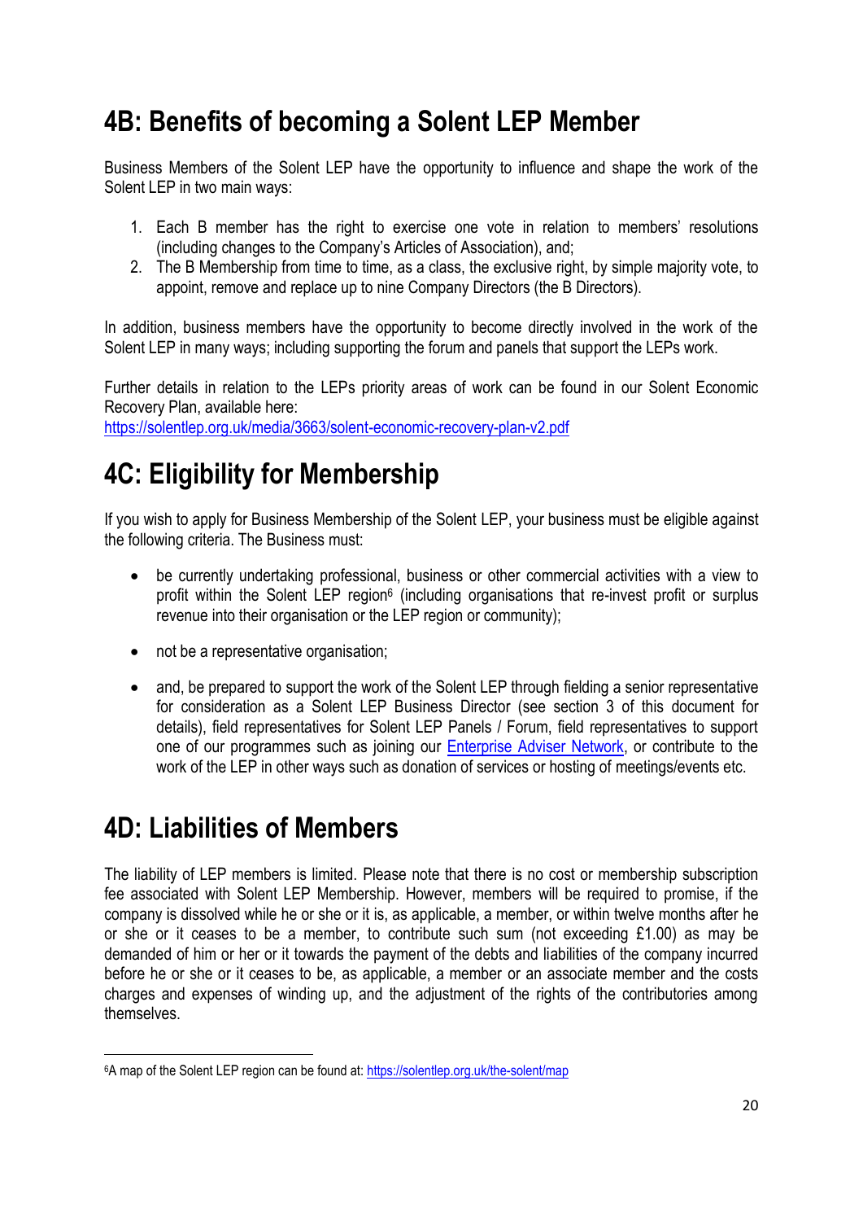## 4B: Benefits of becoming a Solent LEP Member

Business Members of the Solent LEP have the opportunity to influence and shape the work of the Solent LEP in two main ways:

1. Each B member has the right to exercise one vote in relation to members' resolutions (including changes to the Company's Articles of Association), and;
2. The B Membership from time to time, as a class, the exclusive right, by simple majority vote, to appoint, remove and replace up to nine Company Directors (the B Directors).

In addition, business members have the opportunity to become directly involved in the work of the Solent LEP in many ways; including supporting the forum and panels that support the LEPs work.

Further details in relation to the LEPs priority areas of work can be found in our Solent Economic Recovery Plan, available here:
https://solentlep.org.uk/media/3663/solent-economic-recovery-plan-v2.pdf

## 4C: Eligibility for Membership

If you wish to apply for Business Membership of the Solent LEP, your business must be eligible against the following criteria. The Business must:

- be currently undertaking professional, business or other commercial activities with a view to profit within the Solent LEP region[6] (including organisations that re-invest profit or surplus revenue into their organisation or the LEP region or community);
- not be a representative organisation;
- and, be prepared to support the work of the Solent LEP through fielding a senior representative for consideration as a Solent LEP Business Director (see section 3 of this document for details), field representatives for Solent LEP Panels / Forum, field representatives to support one of our programmes such as joining our Enterprise Adviser Network, or contribute to the work of the LEP in other ways such as donation of services or hosting of meetings/events etc.

## 4D: Liabilities of Members

The liability of LEP members is limited. Please note that there is no cost or membership subscription fee associated with Solent LEP Membership. However, members will be required to promise, if the company is dissolved while he or she or it is, as applicable, a member, or within twelve months after he or she or it ceases to be a member, to contribute such sum (not exceeding £1.00) as may be demanded of him or her or it towards the payment of the debts and liabilities of the company incurred before he or she or it ceases to be, as applicable, a member or an associate member and the costs charges and expenses of winding up, and the adjustment of the rights of the contributories among themselves.

[6] A map of the Solent LEP region can be found at: https://solentlep.org.uk/the-solent/map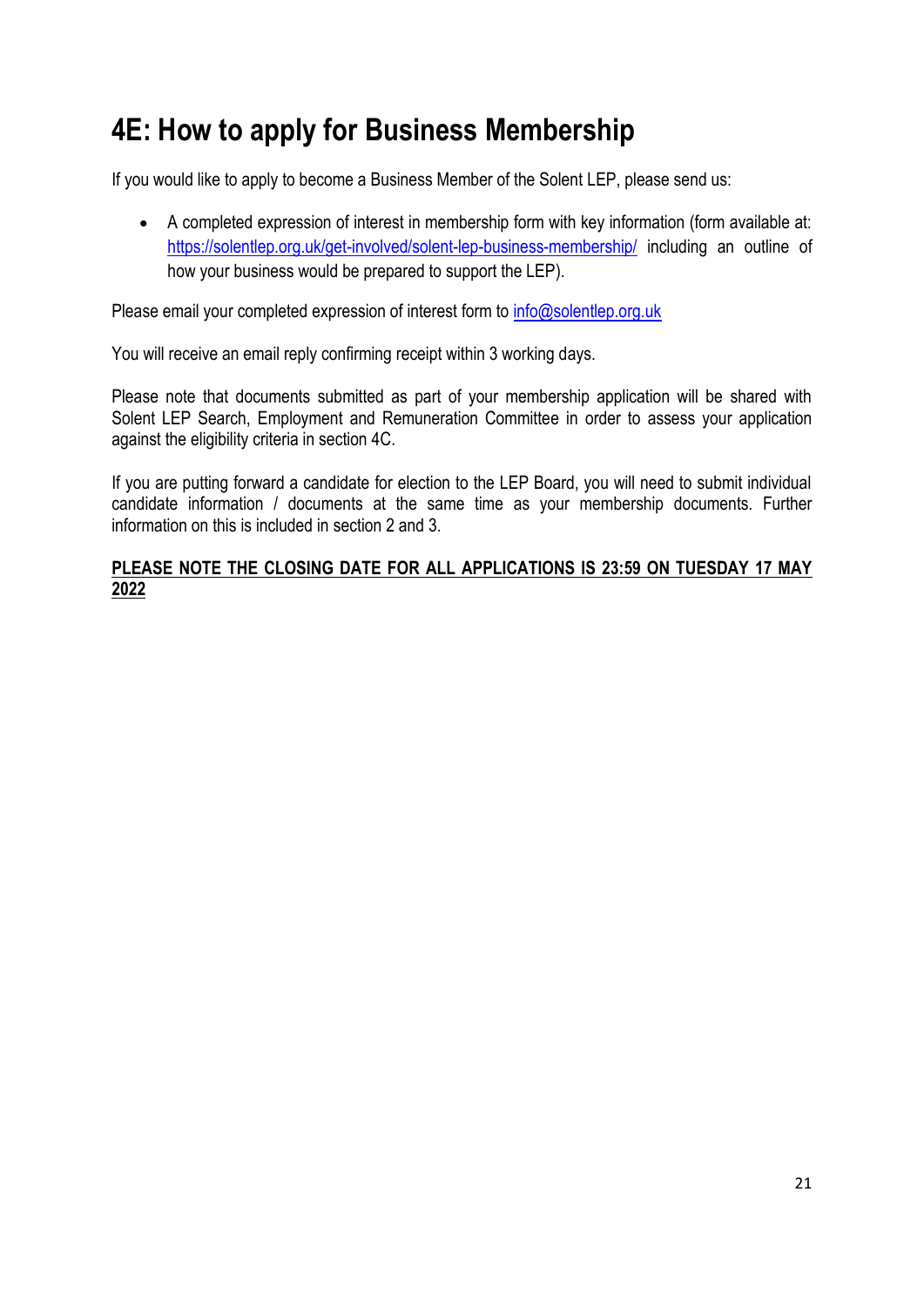# 4E: How to apply for Business Membership

If you would like to apply to become a Business Member of the Solent LEP, please send us:

- A completed expression of interest in membership form with key information (form available at: https://solentlep.org.uk/get-involved/solent-lep-business-membership/ including an outline of how your business would be prepared to support the LEP).

Please email your completed expression of interest form to info@solentlep.org.uk

You will receive an email reply confirming receipt within 3 working days.

Please note that documents submitted as part of your membership application will be shared with Solent LEP Search, Employment and Remuneration Committee in order to assess your application against the eligibility criteria in section 4C.

If you are putting forward a candidate for election to the LEP Board, you will need to submit individual candidate information / documents at the same time as your membership documents. Further information on this is included in section 2 and 3.

**PLEASE NOTE THE CLOSING DATE FOR ALL APPLICATIONS IS 23:59 ON TUESDAY 17 MAY 2022**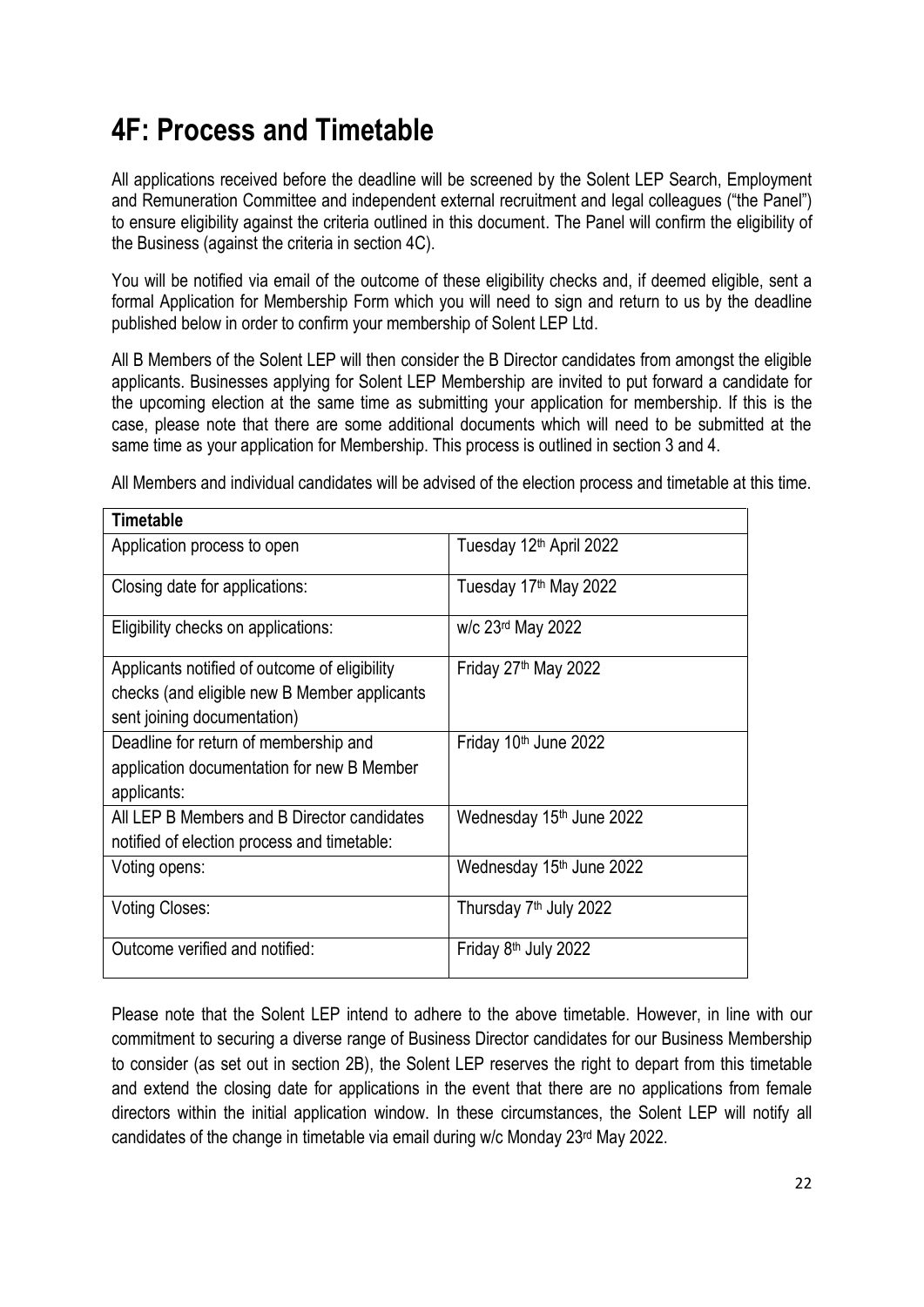# 4F: Process and Timetable

All applications received before the deadline will be screened by the Solent LEP Search, Employment and Remuneration Committee and independent external recruitment and legal colleagues ("the Panel") to ensure eligibility against the criteria outlined in this document. The Panel will confirm the eligibility of the Business (against the criteria in section 4C).

You will be notified via email of the outcome of these eligibility checks and, if deemed eligible, sent a formal Application for Membership Form which you will need to sign and return to us by the deadline published below in order to confirm your membership of Solent LEP Ltd.

All B Members of the Solent LEP will then consider the B Director candidates from amongst the eligible applicants. Businesses applying for Solent LEP Membership are invited to put forward a candidate for the upcoming election at the same time as submitting your application for membership. If this is the case, please note that there are some additional documents which will need to be submitted at the same time as your application for Membership. This process is outlined in section 3 and 4.

All Members and individual candidates will be advised of the election process and timetable at this time.

| **Timetable** | |
|---|---|
| Application process to open | Tuesday 12th April 2022 |
| Closing date for applications: | Tuesday 17th May 2022 |
| Eligibility checks on applications: | w/c 23rd May 2022 |
| Applicants notified of outcome of eligibility checks (and eligible new B Member applicants sent joining documentation) | Friday 27th May 2022 |
| Deadline for return of membership and application documentation for new B Member applicants: | Friday 10th June 2022 |
| All LEP B Members and B Director candidates notified of election process and timetable: | Wednesday 15th June 2022 |
| Voting opens: | Wednesday 15th June 2022 |
| Voting Closes: | Thursday 7th July 2022 |
| Outcome verified and notified: | Friday 8th July 2022 |

Please note that the Solent LEP intend to adhere to the above timetable. However, in line with our commitment to securing a diverse range of Business Director candidates for our Business Membership to consider (as set out in section 2B), the Solent LEP reserves the right to depart from this timetable and extend the closing date for applications in the event that there are no applications from female directors within the initial application window. In these circumstances, the Solent LEP will notify all candidates of the change in timetable via email during w/c Monday 23rd May 2022.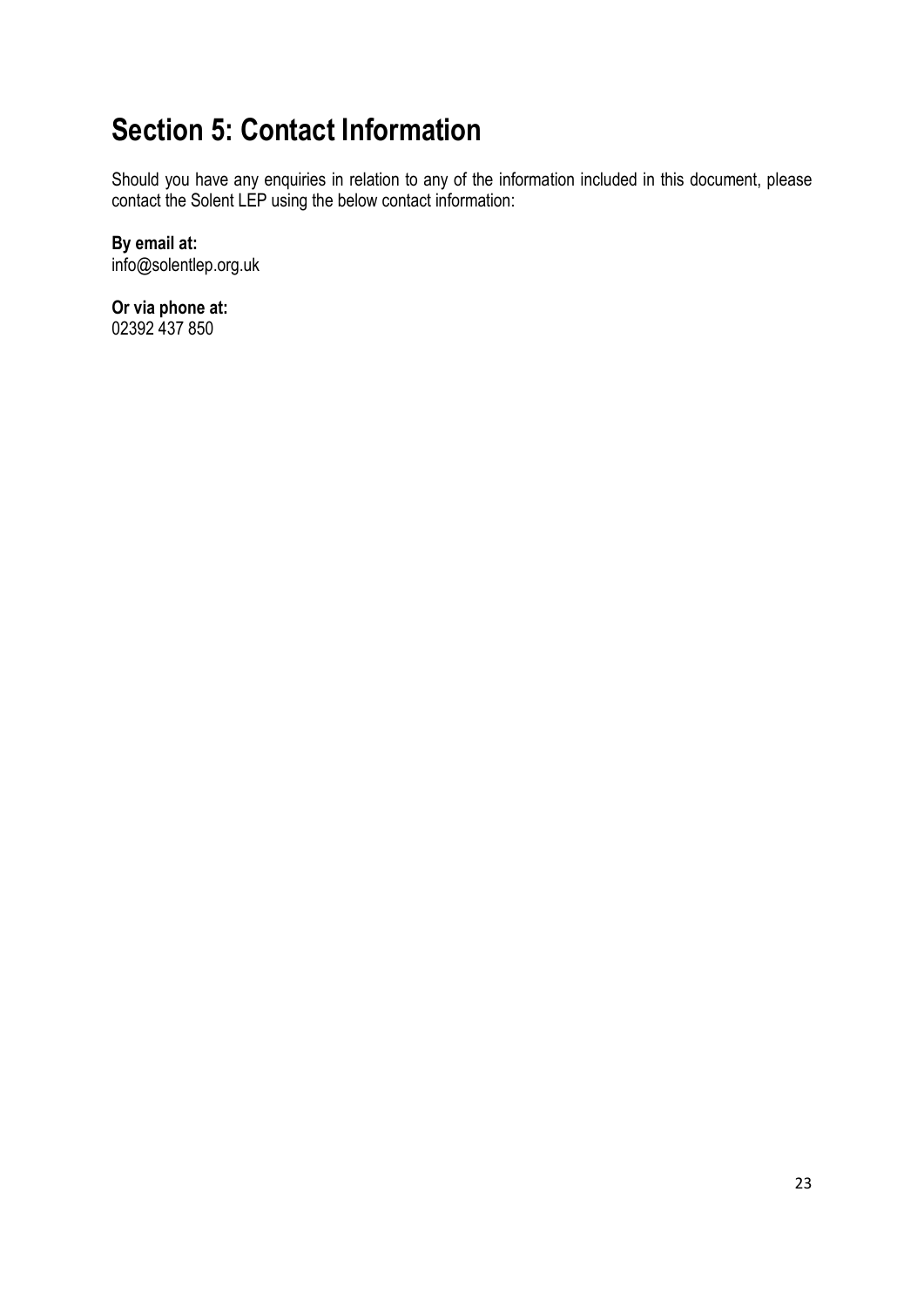# Section 5: Contact Information

Should you have any enquiries in relation to any of the information included in this document, please contact the Solent LEP using the below contact information:

**By email at:**
info@solentlep.org.uk

**Or via phone at:**
02392 437 850